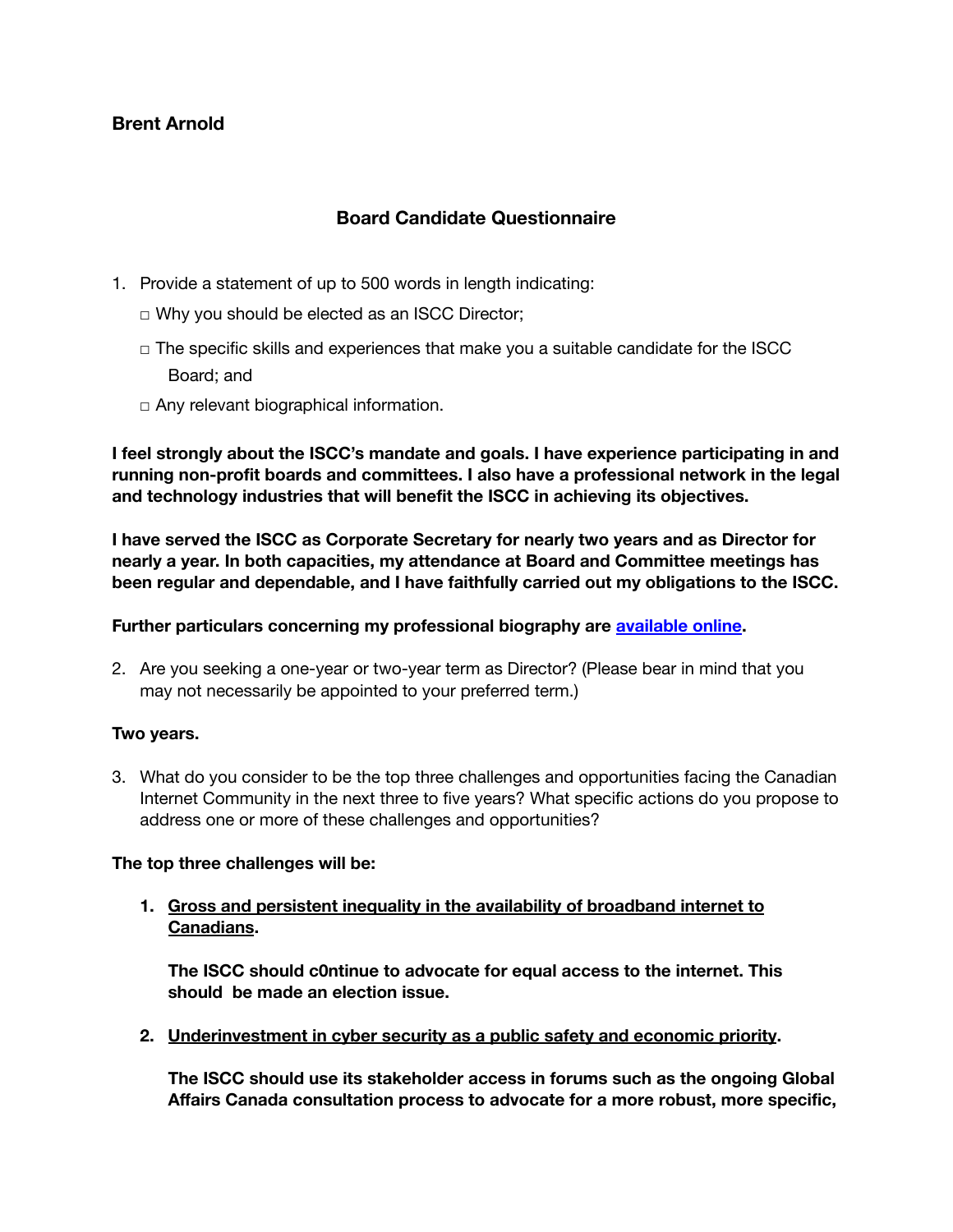**Brent Arnold**

## Board Candidate Questionnaire

1. Provide a statement of up to 500 words in length indicating:

   □ Why you should be elected as an ISCC Director;

   □ The specific skills and experiences that make you a suitable candidate for the ISCC Board; and

   □ Any relevant biographical information.

**I feel strongly about the ISCC's mandate and goals. I have experience participating in and running non-profit boards and committees. I also have a professional network in the legal and technology industries that will benefit the ISCC in achieving its objectives.**

**I have served the ISCC as Corporate Secretary for nearly two years and as Director for nearly a year. In both capacities, my attendance at Board and Committee meetings has been regular and dependable, and I have faithfully carried out my obligations to the ISCC.**

**Further particulars concerning my professional biography are available online.**

2. Are you seeking a one-year or two-year term as Director? (Please bear in mind that you may not necessarily be appointed to your preferred term.)

**Two years.**

3. What do you consider to be the top three challenges and opportunities facing the Canadian Internet Community in the next three to five years? What specific actions do you propose to address one or more of these challenges and opportunities?

**The top three challenges will be:**

1. **Gross and persistent inequality in the availability of broadband internet to Canadians.**

   **The ISCC should c0ntinue to advocate for equal access to the internet. This should be made an election issue.**

2. **Underinvestment in cyber security as a public safety and economic priority.**

   **The ISCC should use its stakeholder access in forums such as the ongoing Global Affairs Canada consultation process to advocate for a more robust, more specific,**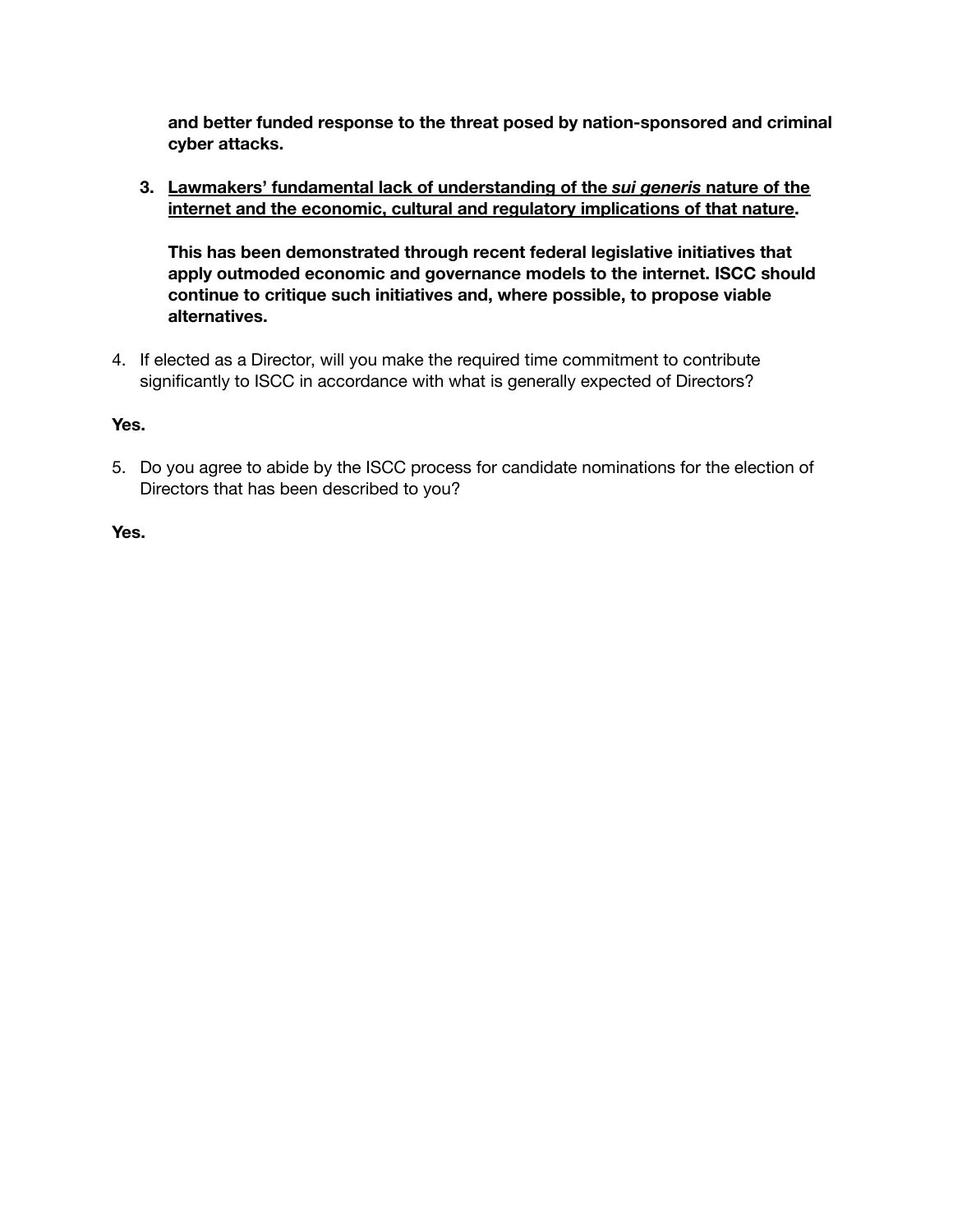**and better funded response to the threat posed by nation-sponsored and criminal cyber attacks.**

3. **<u>Lawmakers' fundamental lack of understanding of the *sui generis* nature of the internet and the economic, cultural and regulatory implications of that nature</u>.**

   **This has been demonstrated through recent federal legislative initiatives that apply outmoded economic and governance models to the internet. ISCC should continue to critique such initiatives and, where possible, to propose viable alternatives.**

4. If elected as a Director, will you make the required time commitment to contribute significantly to ISCC in accordance with what is generally expected of Directors?

**Yes.**

5. Do you agree to abide by the ISCC process for candidate nominations for the election of Directors that has been described to you?

**Yes.**